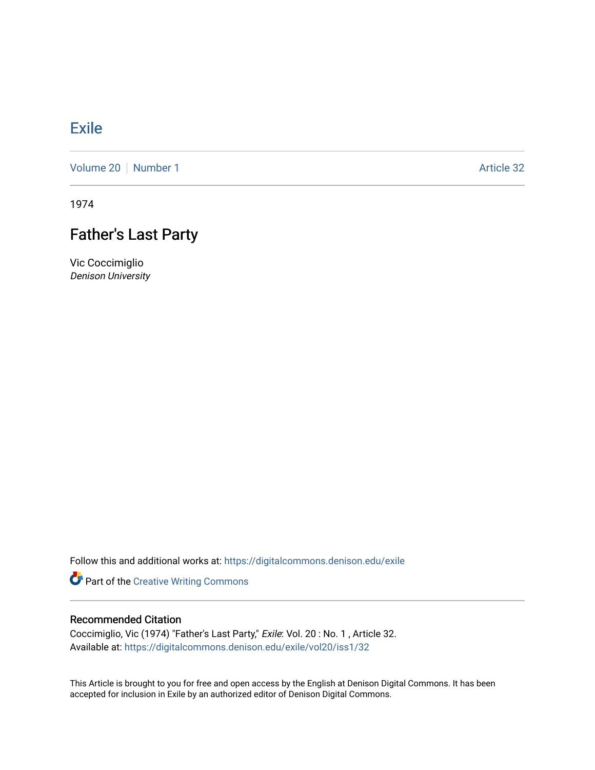# Exile

Volume 20 | Number 1 | Article 32

1974

## Father's Last Party

Vic Coccimiglio
*Denison University*

Follow this and additional works at: https://digitalcommons.denison.edu/exile

Part of the Creative Writing Commons

### Recommended Citation

Coccimiglio, Vic (1974) "Father's Last Party," *Exile*: Vol. 20 : No. 1 , Article 32.
Available at: https://digitalcommons.denison.edu/exile/vol20/iss1/32

This Article is brought to you for free and open access by the English at Denison Digital Commons. It has been accepted for inclusion in Exile by an authorized editor of Denison Digital Commons.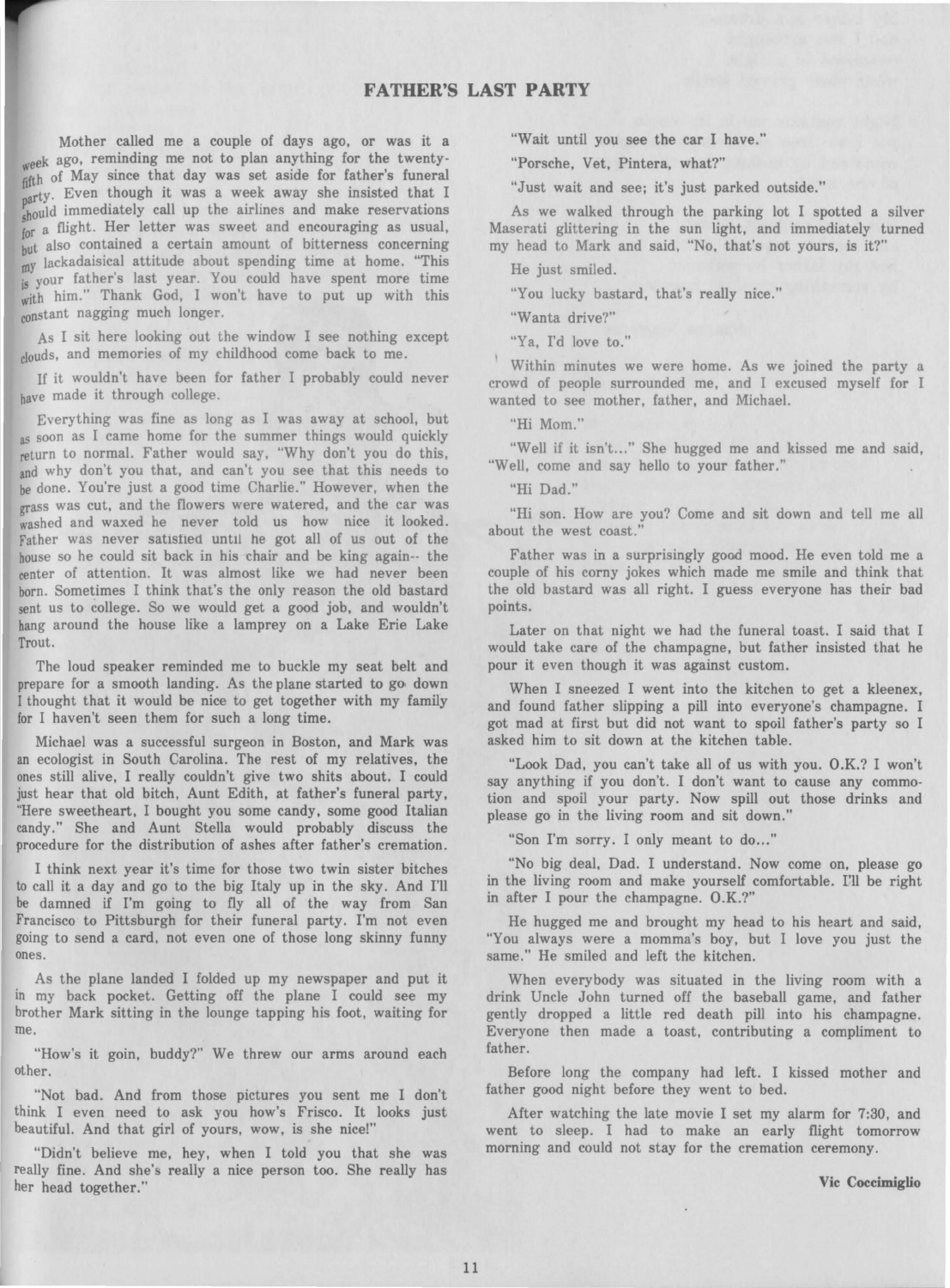# FATHER'S LAST PARTY

Mother called me a couple of days ago, or was it a week ago, reminding me not to plan anything for the twenty-fifth of May since that day was set aside for father's funeral party. Even though it was a week away she insisted that I should immediately call up the airlines and make reservations for a flight. Her letter was sweet and encouraging as usual, but also contained a certain amount of bitterness concerning my lackadaisical attitude about spending time at home. "This is your father's last year. You could have spent more time with him." Thank God, I won't have to put up with this constant nagging much longer.

As I sit here looking out the window I see nothing except clouds, and memories of my childhood come back to me.

If it wouldn't have been for father I probably could never have made it through college.

Everything was fine as long as I was away at school, but as soon as I came home for the summer things would quickly return to normal. Father would say, "Why don't you do this, and why don't you that, and can't you see that this needs to be done. You're just a good time Charlie." However, when the grass was cut, and the flowers were watered, and the car was washed and waxed he never told us how nice it looked. Father was never satisfied until he got all of us out of the house so he could sit back in his chair and be king again-- the center of attention. It was almost like we had never been born. Sometimes I think that's the only reason the old bastard sent us to college. So we would get a good job, and wouldn't hang around the house like a lamprey on a Lake Erie Lake Trout.

The loud speaker reminded me to buckle my seat belt and prepare for a smooth landing. As the plane started to go down I thought that it would be nice to get together with my family for I haven't seen them for such a long time.

Michael was a successful surgeon in Boston, and Mark was an ecologist in South Carolina. The rest of my relatives, the ones still alive, I really couldn't give two shits about. I could just hear that old bitch, Aunt Edith, at father's funeral party, "Here sweetheart, I bought you some candy, some good Italian candy." She and Aunt Stella would probably discuss the procedure for the distribution of ashes after father's cremation.

I think next year it's time for those two twin sister bitches to call it a day and go to the big Italy up in the sky. And I'll be damned if I'm going to fly all of the way from San Francisco to Pittsburgh for their funeral party. I'm not even going to send a card, not even one of those long skinny funny ones.

As the plane landed I folded up my newspaper and put it in my back pocket. Getting off the plane I could see my brother Mark sitting in the lounge tapping his foot, waiting for me.

"How's it goin, buddy?" We threw our arms around each other.

"Not bad. And from those pictures you sent me I don't think I even need to ask you how's Frisco. It looks just beautiful. And that girl of yours, wow, is she nice!"

"Didn't believe me, hey, when I told you that she was really fine. And she's really a nice person too. She really has her head together."

"Wait until you see the car I have."

"Porsche, Vet, Pintera, what?"

"Just wait and see; it's just parked outside."

As we walked through the parking lot I spotted a silver Maserati glittering in the sun light, and immediately turned my head to Mark and said, "No, that's not yours, is it?"

He just smiled.

"You lucky bastard, that's really nice."

"Wanta drive?"

"Ya, I'd love to."

Within minutes we were home. As we joined the party a crowd of people surrounded me, and I excused myself for I wanted to see mother, father, and Michael.

"Hi Mom."

"Well if it isn't..." She hugged me and kissed me and said, "Well, come and say hello to your father."

"Hi Dad."

"Hi son. How are you? Come and sit down and tell me all about the west coast."

Father was in a surprisingly good mood. He even told me a couple of his corny jokes which made me smile and think that the old bastard was all right. I guess everyone has their bad points.

Later on that night we had the funeral toast. I said that I would take care of the champagne, but father insisted that he pour it even though it was against custom.

When I sneezed I went into the kitchen to get a kleenex, and found father slipping a pill into everyone's champagne. I got mad at first but did not want to spoil father's party so I asked him to sit down at the kitchen table.

"Look Dad, you can't take all of us with you. O.K.? I won't say anything if you don't. I don't want to cause any commotion and spoil your party. Now spill out those drinks and please go in the living room and sit down."

"Son I'm sorry. I only meant to do..."

"No big deal, Dad. I understand. Now come on, please go in the living room and make yourself comfortable. I'll be right in after I pour the champagne. O.K.?"

He hugged me and brought my head to his heart and said, "You always were a momma's boy, but I love you just the same." He smiled and left the kitchen.

When everybody was situated in the living room with a drink Uncle John turned off the baseball game, and father gently dropped a little red death pill into his champagne. Everyone then made a toast, contributing a compliment to father.

Before long the company had left. I kissed mother and father good night before they went to bed.

After watching the late movie I set my alarm for 7:30, and went to sleep. I had to make an early flight tomorrow morning and could not stay for the cremation ceremony.

**Vic Coccimiglio**